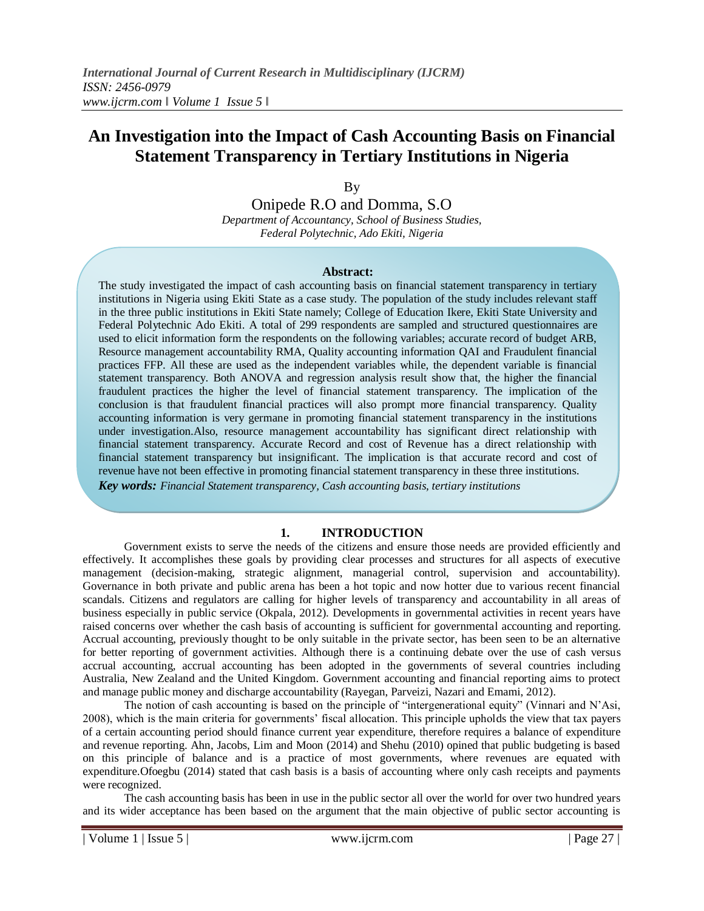# An Investigation into the Impact of Cash Accounting Basis on Financial Statement Transparency in Tertiary Institutions in Nigeria

By

Onipede R.O and Domma, S.O

*Department of Accountancy, School of Business Studies, Federal Polytechnic, Ado Ekiti, Nigeria*

**Abstract:**

The study investigated the impact of cash accounting basis on financial statement transparency in tertiary institutions in Nigeria using Ekiti State as a case study. The population of the study includes relevant staff in the three public institutions in Ekiti State namely; College of Education Ikere, Ekiti State University and Federal Polytechnic Ado Ekiti. A total of 299 respondents are sampled and structured questionnaires are used to elicit information form the respondents on the following variables; accurate record of budget ARB, Resource management accountability RMA, Quality accounting information QAI and Fraudulent financial practices FFP. All these are used as the independent variables while, the dependent variable is financial statement transparency. Both ANOVA and regression analysis result show that, the higher the financial fraudulent practices the higher the level of financial statement transparency. The implication of the conclusion is that fraudulent financial practices will also prompt more financial transparency. Quality accounting information is very germane in promoting financial statement transparency in the institutions under investigation.Also, resource management accountability has significant direct relationship with financial statement transparency. Accurate Record and cost of Revenue has a direct relationship with financial statement transparency but insignificant. The implication is that accurate record and cost of revenue have not been effective in promoting financial statement transparency in these three institutions.

***Key words:*** *Financial Statement transparency, Cash accounting basis, tertiary institutions*

## 1. INTRODUCTION

Government exists to serve the needs of the citizens and ensure those needs are provided efficiently and effectively. It accomplishes these goals by providing clear processes and structures for all aspects of executive management (decision-making, strategic alignment, managerial control, supervision and accountability). Governance in both private and public arena has been a hot topic and now hotter due to various recent financial scandals. Citizens and regulators are calling for higher levels of transparency and accountability in all areas of business especially in public service (Okpala, 2012). Developments in governmental activities in recent years have raised concerns over whether the cash basis of accounting is sufficient for governmental accounting and reporting. Accrual accounting, previously thought to be only suitable in the private sector, has been seen to be an alternative for better reporting of government activities. Although there is a continuing debate over the use of cash versus accrual accounting, accrual accounting has been adopted in the governments of several countries including Australia, New Zealand and the United Kingdom. Government accounting and financial reporting aims to protect and manage public money and discharge accountability (Rayegan, Parveizi, Nazari and Emami, 2012).

The notion of cash accounting is based on the principle of "intergenerational equity" (Vinnari and N'Asi, 2008), which is the main criteria for governments' fiscal allocation. This principle upholds the view that tax payers of a certain accounting period should finance current year expenditure, therefore requires a balance of expenditure and revenue reporting. Ahn, Jacobs, Lim and Moon (2014) and Shehu (2010) opined that public budgeting is based on this principle of balance and is a practice of most governments, where revenues are equated with expenditure.Ofoegbu (2014) stated that cash basis is a basis of accounting where only cash receipts and payments were recognized.

The cash accounting basis has been in use in the public sector all over the world for over two hundred years and its wider acceptance has been based on the argument that the main objective of public sector accounting is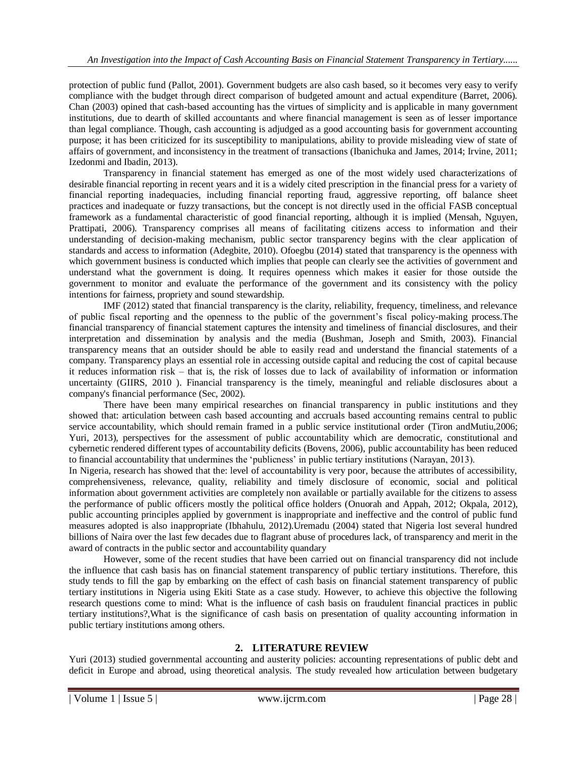protection of public fund (Pallot, 2001). Government budgets are also cash based, so it becomes very easy to verify compliance with the budget through direct comparison of budgeted amount and actual expenditure (Barret, 2006). Chan (2003) opined that cash-based accounting has the virtues of simplicity and is applicable in many government institutions, due to dearth of skilled accountants and where financial management is seen as of lesser importance than legal compliance. Though, cash accounting is adjudged as a good accounting basis for government accounting purpose; it has been criticized for its susceptibility to manipulations, ability to provide misleading view of state of affairs of government, and inconsistency in the treatment of transactions (Ibanichuka and James, 2014; Irvine, 2011; Izedonmi and Ibadin, 2013).

Transparency in financial statement has emerged as one of the most widely used characterizations of desirable financial reporting in recent years and it is a widely cited prescription in the financial press for a variety of financial reporting inadequacies, including financial reporting fraud, aggressive reporting, off balance sheet practices and inadequate or fuzzy transactions, but the concept is not directly used in the official FASB conceptual framework as a fundamental characteristic of good financial reporting, although it is implied (Mensah, Nguyen, Prattipati, 2006). Transparency comprises all means of facilitating citizens access to information and their understanding of decision-making mechanism, public sector transparency begins with the clear application of standards and access to information (Adegbite, 2010). Ofoegbu (2014) stated that transparency is the openness with which government business is conducted which implies that people can clearly see the activities of government and understand what the government is doing. It requires openness which makes it easier for those outside the government to monitor and evaluate the performance of the government and its consistency with the policy intentions for fairness, propriety and sound stewardship.

IMF (2012) stated that financial transparency is the clarity, reliability, frequency, timeliness, and relevance of public fiscal reporting and the openness to the public of the government's fiscal policy-making process.The financial transparency of financial statement captures the intensity and timeliness of financial disclosures, and their interpretation and dissemination by analysis and the media (Bushman, Joseph and Smith, 2003). Financial transparency means that an outsider should be able to easily read and understand the financial statements of a company. Transparency plays an essential role in accessing outside capital and reducing the cost of capital because it reduces information risk – that is, the risk of losses due to lack of availability of information or information uncertainty (GIIRS, 2010 ). Financial transparency is the timely, meaningful and reliable disclosures about a company's financial performance (Sec, 2002).

There have been many empirical researches on financial transparency in public institutions and they showed that: articulation between cash based accounting and accruals based accounting remains central to public service accountability, which should remain framed in a public service institutional order (Tiron andMutiu,2006; Yuri, 2013), perspectives for the assessment of public accountability which are democratic, constitutional and cybernetic rendered different types of accountability deficits (Bovens, 2006), public accountability has been reduced to financial accountability that undermines the 'publicness' in public tertiary institutions (Narayan, 2013).

In Nigeria, research has showed that the: level of accountability is very poor, because the attributes of accessibility, comprehensiveness, relevance, quality, reliability and timely disclosure of economic, social and political information about government activities are completely non available or partially available for the citizens to assess the performance of public officers mostly the political office holders (Onuorah and Appah, 2012; Okpala, 2012), public accounting principles applied by government is inappropriate and ineffective and the control of public fund measures adopted is also inappropriate (Ibhahulu, 2012).Uremadu (2004) stated that Nigeria lost several hundred billions of Naira over the last few decades due to flagrant abuse of procedures lack, of transparency and merit in the award of contracts in the public sector and accountability quandary

However, some of the recent studies that have been carried out on financial transparency did not include the influence that cash basis has on financial statement transparency of public tertiary institutions. Therefore, this study tends to fill the gap by embarking on the effect of cash basis on financial statement transparency of public tertiary institutions in Nigeria using Ekiti State as a case study. However, to achieve this objective the following research questions come to mind: What is the influence of cash basis on fraudulent financial practices in public tertiary institutions?,What is the significance of cash basis on presentation of quality accounting information in public tertiary institutions among others.

## 2. LITERATURE REVIEW

Yuri (2013) studied governmental accounting and austerity policies: accounting representations of public debt and deficit in Europe and abroad, using theoretical analysis. The study revealed how articulation between budgetary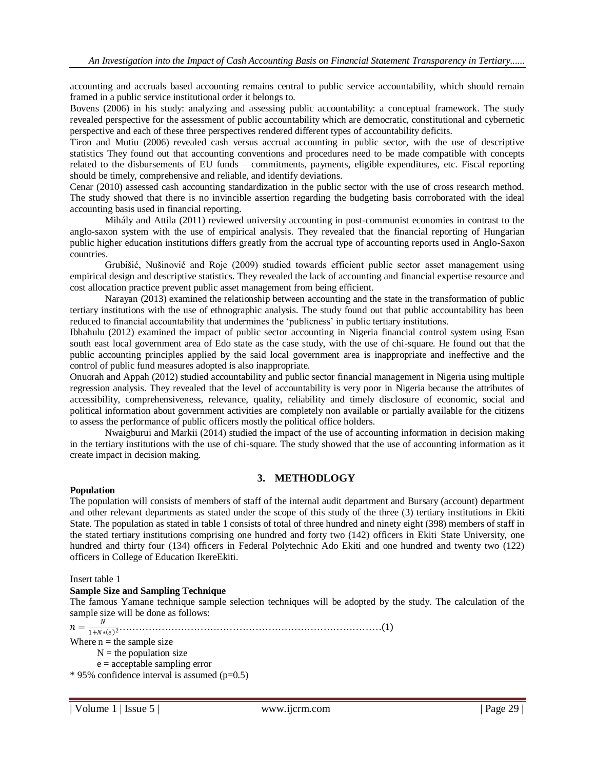accounting and accruals based accounting remains central to public service accountability, which should remain framed in a public service institutional order it belongs to.

Bovens (2006) in his study: analyzing and assessing public accountability: a conceptual framework. The study revealed perspective for the assessment of public accountability which are democratic, constitutional and cybernetic perspective and each of these three perspectives rendered different types of accountability deficits.

Tiron and Mutiu (2006) revealed cash versus accrual accounting in public sector, with the use of descriptive statistics They found out that accounting conventions and procedures need to be made compatible with concepts related to the disbursements of EU funds – commitments, payments, eligible expenditures, etc. Fiscal reporting should be timely, comprehensive and reliable, and identify deviations.

Cenar (2010) assessed cash accounting standardization in the public sector with the use of cross research method. The study showed that there is no invincible assertion regarding the budgeting basis corroborated with the ideal accounting basis used in financial reporting.

Mihály and Attila (2011) reviewed university accounting in post-communist economies in contrast to the anglo-saxon system with the use of empirical analysis. They revealed that the financial reporting of Hungarian public higher education institutions differs greatly from the accrual type of accounting reports used in Anglo-Saxon countries.

Grubišić, Nušinović and Roje (2009) studied towards efficient public sector asset management using empirical design and descriptive statistics. They revealed the lack of accounting and financial expertise resource and cost allocation practice prevent public asset management from being efficient.

Narayan (2013) examined the relationship between accounting and the state in the transformation of public tertiary institutions with the use of ethnographic analysis. The study found out that public accountability has been reduced to financial accountability that undermines the 'publicness' in public tertiary institutions.

Ibhahulu (2012) examined the impact of public sector accounting in Nigeria financial control system using Esan south east local government area of Edo state as the case study, with the use of chi-square. He found out that the public accounting principles applied by the said local government area is inappropriate and ineffective and the control of public fund measures adopted is also inappropriate.

Onuorah and Appah (2012) studied accountability and public sector financial management in Nigeria using multiple regression analysis. They revealed that the level of accountability is very poor in Nigeria because the attributes of accessibility, comprehensiveness, relevance, quality, reliability and timely disclosure of economic, social and political information about government activities are completely non available or partially available for the citizens to assess the performance of public officers mostly the political office holders.

Nwaigburui and Markii (2014) studied the impact of the use of accounting information in decision making in the tertiary institutions with the use of chi-square. The study showed that the use of accounting information as it create impact in decision making.

## 3. METHODLOGY

**Population**

The population will consists of members of staff of the internal audit department and Bursary (account) department and other relevant departments as stated under the scope of this study of the three (3) tertiary institutions in Ekiti State. The population as stated in table 1 consists of total of three hundred and ninety eight (398) members of staff in the stated tertiary institutions comprising one hundred and forty two (142) officers in Ekiti State University, one hundred and thirty four (134) officers in Federal Polytechnic Ado Ekiti and one hundred and twenty two (122) officers in College of Education IkereEkiti.

Insert table 1

**Sample Size and Sampling Technique**

The famous Yamane technique sample selection techniques will be adopted by the study. The calculation of the sample size will be done as follows:

$$n = \frac{N}{1+N*(e)^2} \quad \text{......(1)}$$

Where n = the sample size

N = the population size

e = acceptable sampling error

\* 95% confidence interval is assumed (p=0.5)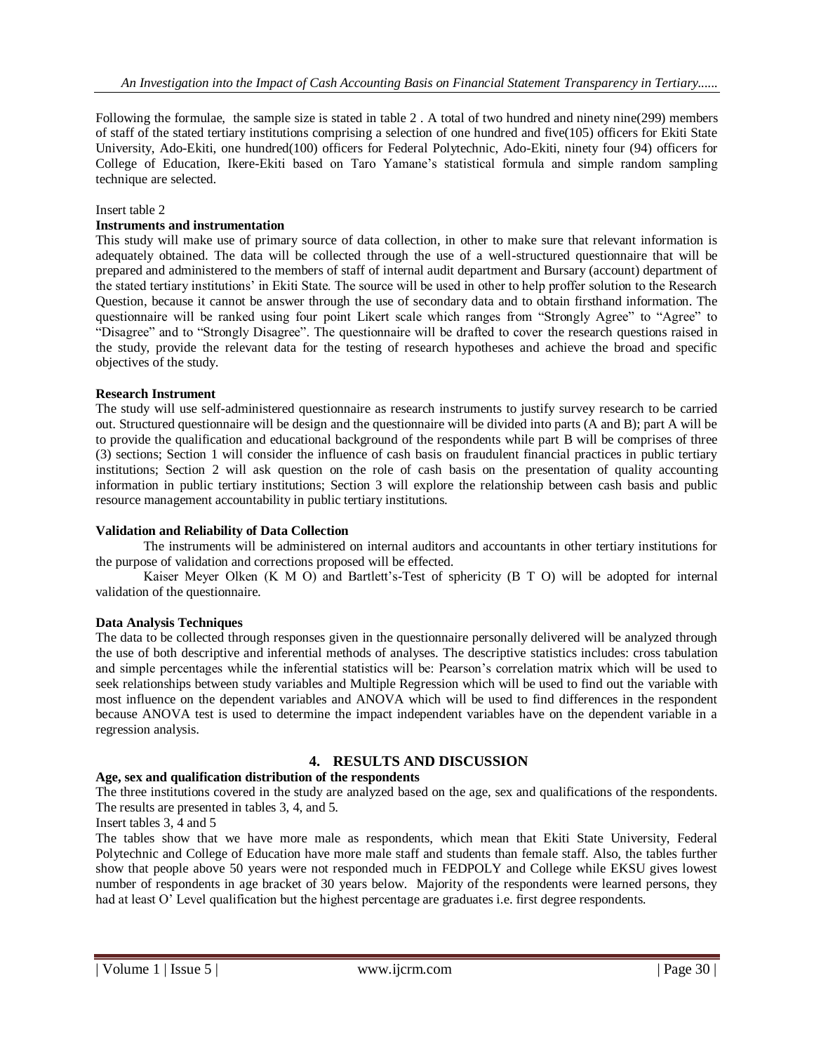Following the formulae, the sample size is stated in table 2 . A total of two hundred and ninety nine(299) members of staff of the stated tertiary institutions comprising a selection of one hundred and five(105) officers for Ekiti State University, Ado-Ekiti, one hundred(100) officers for Federal Polytechnic, Ado-Ekiti, ninety four (94) officers for College of Education, Ikere-Ekiti based on Taro Yamane's statistical formula and simple random sampling technique are selected.

Insert table 2

**Instruments and instrumentation**

This study will make use of primary source of data collection, in other to make sure that relevant information is adequately obtained. The data will be collected through the use of a well-structured questionnaire that will be prepared and administered to the members of staff of internal audit department and Bursary (account) department of the stated tertiary institutions' in Ekiti State. The source will be used in other to help proffer solution to the Research Question, because it cannot be answer through the use of secondary data and to obtain firsthand information. The questionnaire will be ranked using four point Likert scale which ranges from "Strongly Agree" to "Agree" to "Disagree" and to "Strongly Disagree". The questionnaire will be drafted to cover the research questions raised in the study, provide the relevant data for the testing of research hypotheses and achieve the broad and specific objectives of the study.

**Research Instrument**

The study will use self-administered questionnaire as research instruments to justify survey research to be carried out. Structured questionnaire will be design and the questionnaire will be divided into parts (A and B); part A will be to provide the qualification and educational background of the respondents while part B will be comprises of three (3) sections; Section 1 will consider the influence of cash basis on fraudulent financial practices in public tertiary institutions; Section 2 will ask question on the role of cash basis on the presentation of quality accounting information in public tertiary institutions; Section 3 will explore the relationship between cash basis and public resource management accountability in public tertiary institutions.

**Validation and Reliability of Data Collection**

The instruments will be administered on internal auditors and accountants in other tertiary institutions for the purpose of validation and corrections proposed will be effected.

Kaiser Meyer Olken (K M O) and Bartlett's-Test of sphericity (B T O) will be adopted for internal validation of the questionnaire.

**Data Analysis Techniques**

The data to be collected through responses given in the questionnaire personally delivered will be analyzed through the use of both descriptive and inferential methods of analyses. The descriptive statistics includes: cross tabulation and simple percentages while the inferential statistics will be: Pearson's correlation matrix which will be used to seek relationships between study variables and Multiple Regression which will be used to find out the variable with most influence on the dependent variables and ANOVA which will be used to find differences in the respondent because ANOVA test is used to determine the impact independent variables have on the dependent variable in a regression analysis.

## 4. RESULTS AND DISCUSSION

**Age, sex and qualification distribution of the respondents**

The three institutions covered in the study are analyzed based on the age, sex and qualifications of the respondents. The results are presented in tables 3, 4, and 5.

Insert tables 3, 4 and 5

The tables show that we have more male as respondents, which mean that Ekiti State University, Federal Polytechnic and College of Education have more male staff and students than female staff. Also, the tables further show that people above 50 years were not responded much in FEDPOLY and College while EKSU gives lowest number of respondents in age bracket of 30 years below. Majority of the respondents were learned persons, they had at least O' Level qualification but the highest percentage are graduates i.e. first degree respondents.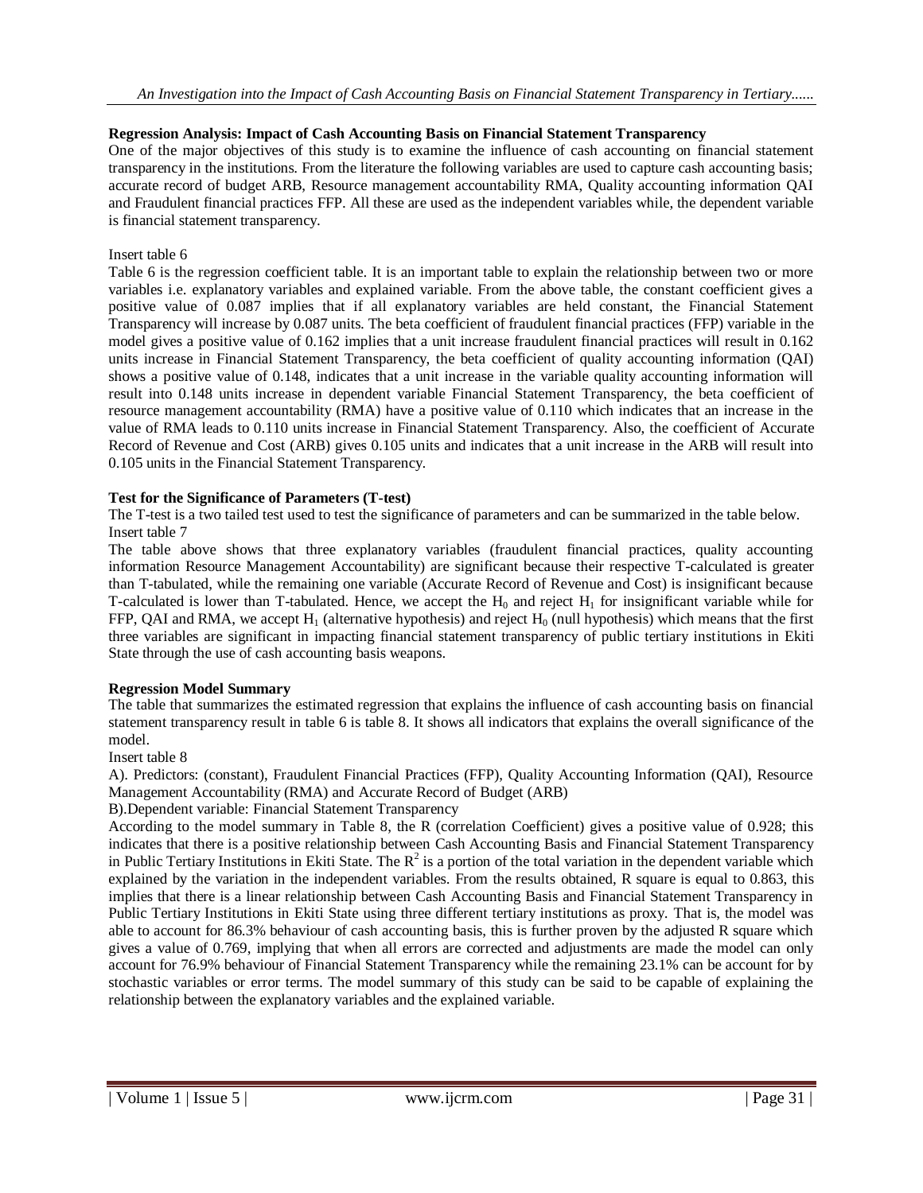**Regression Analysis: Impact of Cash Accounting Basis on Financial Statement Transparency**

One of the major objectives of this study is to examine the influence of cash accounting on financial statement transparency in the institutions. From the literature the following variables are used to capture cash accounting basis; accurate record of budget ARB, Resource management accountability RMA, Quality accounting information QAI and Fraudulent financial practices FFP. All these are used as the independent variables while, the dependent variable is financial statement transparency.

Insert table 6

Table 6 is the regression coefficient table. It is an important table to explain the relationship between two or more variables i.e. explanatory variables and explained variable. From the above table, the constant coefficient gives a positive value of 0.087 implies that if all explanatory variables are held constant, the Financial Statement Transparency will increase by 0.087 units. The beta coefficient of fraudulent financial practices (FFP) variable in the model gives a positive value of 0.162 implies that a unit increase fraudulent financial practices will result in 0.162 units increase in Financial Statement Transparency, the beta coefficient of quality accounting information (QAI) shows a positive value of 0.148, indicates that a unit increase in the variable quality accounting information will result into 0.148 units increase in dependent variable Financial Statement Transparency, the beta coefficient of resource management accountability (RMA) have a positive value of 0.110 which indicates that an increase in the value of RMA leads to 0.110 units increase in Financial Statement Transparency. Also, the coefficient of Accurate Record of Revenue and Cost (ARB) gives 0.105 units and indicates that a unit increase in the ARB will result into 0.105 units in the Financial Statement Transparency.

**Test for the Significance of Parameters (T-test)**

The T-test is a two tailed test used to test the significance of parameters and can be summarized in the table below.

Insert table 7

The table above shows that three explanatory variables (fraudulent financial practices, quality accounting information Resource Management Accountability) are significant because their respective T-calculated is greater than T-tabulated, while the remaining one variable (Accurate Record of Revenue and Cost) is insignificant because T-calculated is lower than T-tabulated. Hence, we accept the $H_0$ and reject $H_1$ for insignificant variable while for FFP, QAI and RMA, we accept $H_1$ (alternative hypothesis) and reject $H_0$ (null hypothesis) which means that the first three variables are significant in impacting financial statement transparency of public tertiary institutions in Ekiti State through the use of cash accounting basis weapons.

**Regression Model Summary**

The table that summarizes the estimated regression that explains the influence of cash accounting basis on financial statement transparency result in table 6 is table 8. It shows all indicators that explains the overall significance of the model.

Insert table 8

A). Predictors: (constant), Fraudulent Financial Practices (FFP), Quality Accounting Information (QAI), Resource Management Accountability (RMA) and Accurate Record of Budget (ARB)

B).Dependent variable: Financial Statement Transparency

According to the model summary in Table 8, the R (correlation Coefficient) gives a positive value of 0.928; this indicates that there is a positive relationship between Cash Accounting Basis and Financial Statement Transparency in Public Tertiary Institutions in Ekiti State. The $R^2$ is a portion of the total variation in the dependent variable which explained by the variation in the independent variables. From the results obtained, R square is equal to 0.863, this implies that there is a linear relationship between Cash Accounting Basis and Financial Statement Transparency in Public Tertiary Institutions in Ekiti State using three different tertiary institutions as proxy. That is, the model was able to account for 86.3% behaviour of cash accounting basis, this is further proven by the adjusted R square which gives a value of 0.769, implying that when all errors are corrected and adjustments are made the model can only account for 76.9% behaviour of Financial Statement Transparency while the remaining 23.1% can be account for by stochastic variables or error terms. The model summary of this study can be said to be capable of explaining the relationship between the explanatory variables and the explained variable.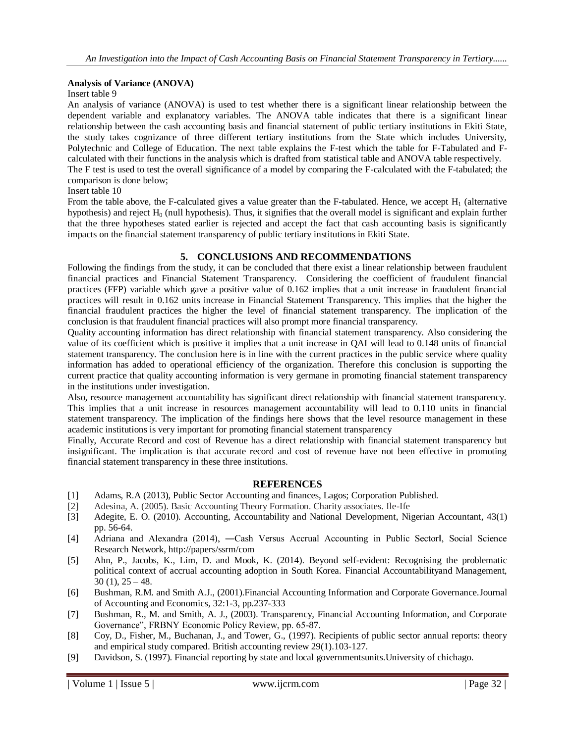**Analysis of Variance (ANOVA)**

Insert table 9

An analysis of variance (ANOVA) is used to test whether there is a significant linear relationship between the dependent variable and explanatory variables. The ANOVA table indicates that there is a significant linear relationship between the cash accounting basis and financial statement of public tertiary institutions in Ekiti State, the study takes cognizance of three different tertiary institutions from the State which includes University, Polytechnic and College of Education. The next table explains the F-test which the table for F-Tabulated and F-calculated with their functions in the analysis which is drafted from statistical table and ANOVA table respectively.

The F test is used to test the overall significance of a model by comparing the F-calculated with the F-tabulated; the comparison is done below;

Insert table 10

From the table above, the F-calculated gives a value greater than the F-tabulated. Hence, we accept $H_1$ (alternative hypothesis) and reject $H_0$ (null hypothesis). Thus, it signifies that the overall model is significant and explain further that the three hypotheses stated earlier is rejected and accept the fact that cash accounting basis is significantly impacts on the financial statement transparency of public tertiary institutions in Ekiti State.

## 5. CONCLUSIONS AND RECOMMENDATIONS

Following the findings from the study, it can be concluded that there exist a linear relationship between fraudulent financial practices and Financial Statement Transparency. Considering the coefficient of fraudulent financial practices (FFP) variable which gave a positive value of 0.162 implies that a unit increase in fraudulent financial practices will result in 0.162 units increase in Financial Statement Transparency. This implies that the higher the financial fraudulent practices the higher the level of financial statement transparency. The implication of the conclusion is that fraudulent financial practices will also prompt more financial transparency.

Quality accounting information has direct relationship with financial statement transparency. Also considering the value of its coefficient which is positive it implies that a unit increase in QAI will lead to 0.148 units of financial statement transparency. The conclusion here is in line with the current practices in the public service where quality information has added to operational efficiency of the organization. Therefore this conclusion is supporting the current practice that quality accounting information is very germane in promoting financial statement transparency in the institutions under investigation.

Also, resource management accountability has significant direct relationship with financial statement transparency. This implies that a unit increase in resources management accountability will lead to 0.110 units in financial statement transparency. The implication of the findings here shows that the level resource management in these academic institutions is very important for promoting financial statement transparency

Finally, Accurate Record and cost of Revenue has a direct relationship with financial statement transparency but insignificant. The implication is that accurate record and cost of revenue have not been effective in promoting financial statement transparency in these three institutions.

## REFERENCES

[1] Adams, R.A (2013), Public Sector Accounting and finances, Lagos; Corporation Published.

[2] Adesina, A. (2005). Basic Accounting Theory Formation. Charity associates. Ile-Ife

[3] Adegite, E. O. (2010). Accounting, Accountability and National Development, Nigerian Accountant, 43(1) pp. 56-64.

[4] Adriana and Alexandra (2014), ―Cash Versus Accrual Accounting in Public Sector‖, Social Science Research Network, http://papers/ssrm/com

[5] Ahn, P., Jacobs, K., Lim, D. and Mook, K. (2014). Beyond self-evident: Recognising the problematic political context of accrual accounting adoption in South Korea. Financial Accountabilityand Management, 30 (1), 25 – 48.

[6] Bushman, R.M. and Smith A.J., (2001).Financial Accounting Information and Corporate Governance.Journal of Accounting and Economics, 32:1-3, pp.237-333

[7] Bushman, R., M. and Smith, A. J., (2003). Transparency, Financial Accounting Information, and Corporate Governance", FRBNY Economic Policy Review, pp. 65-87.

[8] Coy, D., Fisher, M., Buchanan, J., and Tower, G., (1997). Recipients of public sector annual reports: theory and empirical study compared. British accounting review 29(1).103-127.

[9] Davidson, S. (1997). Financial reporting by state and local governmentsunits.University of chichago.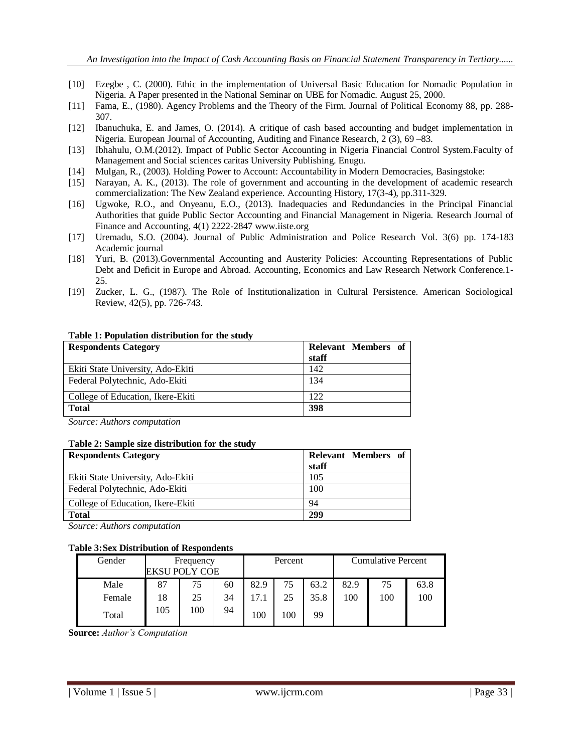[10] Ezegbe , C. (2000). Ethic in the implementation of Universal Basic Education for Nomadic Population in Nigeria. A Paper presented in the National Seminar on UBE for Nomadic. August 25, 2000.

[11] Fama, E., (1980). Agency Problems and the Theory of the Firm. Journal of Political Economy 88, pp. 288-307.

[12] Ibanuchuka, E. and James, O. (2014). A critique of cash based accounting and budget implementation in Nigeria. European Journal of Accounting, Auditing and Finance Research, 2 (3), 69 –83.

[13] Ibhahulu, O.M.(2012). Impact of Public Sector Accounting in Nigeria Financial Control System.Faculty of Management and Social sciences caritas University Publishing. Enugu.

[14] Mulgan, R., (2003). Holding Power to Account: Accountability in Modern Democracies, Basingstoke:

[15] Narayan, A. K., (2013). The role of government and accounting in the development of academic research commercialization: The New Zealand experience. Accounting History, 17(3-4), pp.311-329.

[16] Ugwoke, R.O., and Onyeanu, E.O., (2013). Inadequacies and Redundancies in the Principal Financial Authorities that guide Public Sector Accounting and Financial Management in Nigeria. Research Journal of Finance and Accounting, 4(1) 2222-2847 www.iiste.org

[17] Uremadu, S.O. (2004). Journal of Public Administration and Police Research Vol. 3(6) pp. 174-183 Academic journal

[18] Yuri, B. (2013).Governmental Accounting and Austerity Policies: Accounting Representations of Public Debt and Deficit in Europe and Abroad. Accounting, Economics and Law Research Network Conference.1-25.

[19] Zucker, L. G., (1987). The Role of Institutionalization in Cultural Persistence. American Sociological Review, 42(5), pp. 726-743.

**Table 1: Population distribution for the study**

| **Respondents Category** | **Relevant Members of staff** |
|---|---|
| Ekiti State University, Ado-Ekiti | 142 |
| Federal Polytechnic, Ado-Ekiti | 134 |
| College of Education, Ikere-Ekiti | 122 |
| **Total** | **398** |

*Source: Authors computation*

**Table 2: Sample size distribution for the study**

| **Respondents Category** | **Relevant Members of staff** |
|---|---|
| Ekiti State University, Ado-Ekiti | 105 |
| Federal Polytechnic, Ado-Ekiti | 100 |
| College of Education, Ikere-Ekiti | 94 |
| **Total** | **299** |

*Source: Authors computation*

**Table 3:Sex Distribution of Respondents**

| Gender | Frequency EKSU | POLY | COE | Percent | | | Cumulative Percent | | |
|---|---|---|---|---|---|---|---|---|---|
| Male | 87 | 75 | 60 | 82.9 | 75 | 63.2 | 82.9 | 75 | 63.8 |
| Female | 18 | 25 | 34 | 17.1 | 25 | 35.8 | 100 | 100 | 100 |
| Total | 105 | 100 | 94 | 100 | 100 | 99 | | | |

**Source:** *Author's Computation*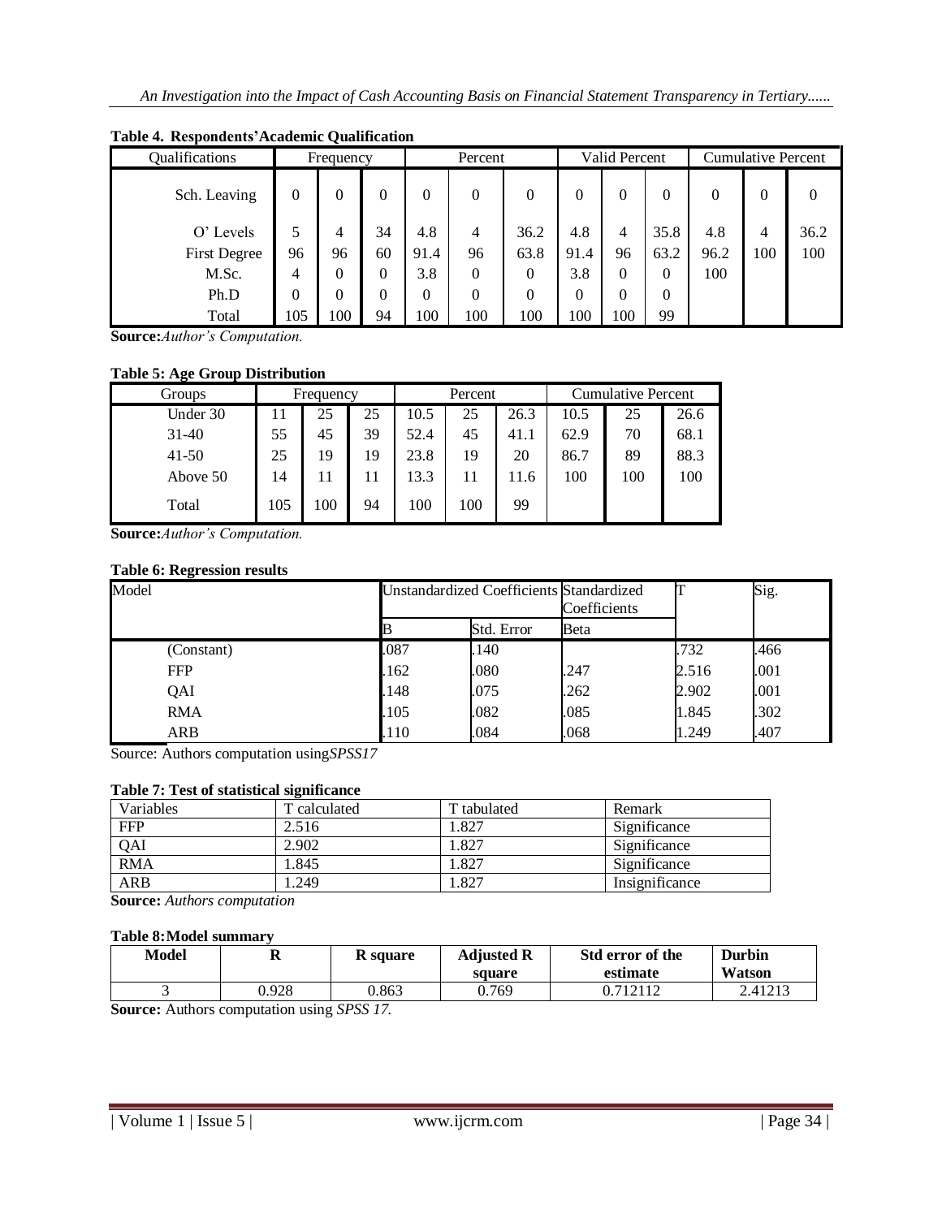**Table 4. Respondents'Academic Qualification**

| Qualifications | Frequency | | | Percent | | | Valid Percent | | | Cumulative Percent | | |
|---|---|---|---|---|---|---|---|---|---|---|---|---|
| Sch. Leaving | 0 | 0 | 0 | 0 | 0 | 0 | 0 | 0 | 0 | 0 | 0 | 0 |
| O' Levels | 5 | 4 | 34 | 4.8 | 4 | 36.2 | 4.8 | 4 | 35.8 | 4.8 | 4 | 36.2 |
| First Degree | 96 | 96 | 60 | 91.4 | 96 | 63.8 | 91.4 | 96 | 63.2 | 96.2 | 100 | 100 |
| M.Sc. | 4 | 0 | 0 | 3.8 | 0 | 0 | 3.8 | 0 | 0 | 100 | | |
| Ph.D | 0 | 0 | 0 | 0 | 0 | 0 | 0 | 0 | 0 | | | |
| Total | 105 | 100 | 94 | 100 | 100 | 100 | 100 | 100 | 99 | | | |

**Source:** *Author's Computation.*

**Table 5: Age Group Distribution**

| Groups | Frequency | | | Percent | | | Cumulative Percent | | |
|---|---|---|---|---|---|---|---|---|---|
| Under 30 | 11 | 25 | 25 | 10.5 | 25 | 26.3 | 10.5 | 25 | 26.6 |
| 31-40 | 55 | 45 | 39 | 52.4 | 45 | 41.1 | 62.9 | 70 | 68.1 |
| 41-50 | 25 | 19 | 19 | 23.8 | 19 | 20 | 86.7 | 89 | 88.3 |
| Above 50 | 14 | 11 | 11 | 13.3 | 11 | 11.6 | 100 | 100 | 100 |
| Total | 105 | 100 | 94 | 100 | 100 | 99 | | | |

**Source:** *Author's Computation.*

**Table 6: Regression results**

| Model | Unstandardized Coefficients | | Standardized Coefficients | T | Sig. |
|---|---|---|---|---|---|
| | B | Std. Error | Beta | | |
| (Constant) | .087 | .140 | | .732 | .466 |
| FFP | .162 | .080 | .247 | 2.516 | .001 |
| QAI | .148 | .075 | .262 | 2.902 | .001 |
| RMA | .105 | .082 | .085 | 1.845 | .302 |
| ARB | .110 | .084 | .068 | 1.249 | .407 |

Source: Authors computation using *SPSS17*

**Table 7: Test of statistical significance**

| Variables | T calculated | T tabulated | Remark |
|---|---|---|---|
| FFP | 2.516 | 1.827 | Significance |
| QAI | 2.902 | 1.827 | Significance |
| RMA | 1.845 | 1.827 | Significance |
| ARB | 1.249 | 1.827 | Insignificance |

**Source:** *Authors computation*

**Table 8: Model summary**

| Model | R | R square | Adjusted R square | Std error of the estimate | Durbin Watson |
|---|---|---|---|---|---|
| 3 | 0.928 | 0.863 | 0.769 | 0.712112 | 2.41213 |

**Source:** Authors computation using *SPSS 17.*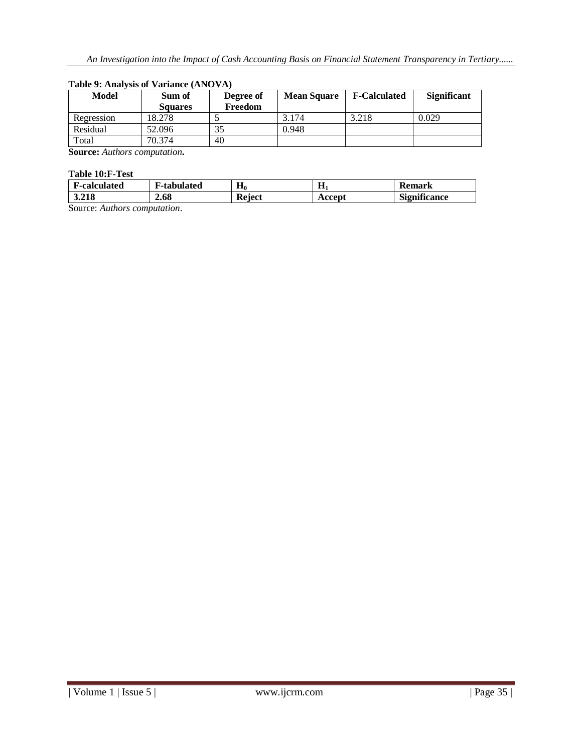**Table 9: Analysis of Variance (ANOVA)**

| Model | Sum of Squares | Degree of Freedom | Mean Square | F-Calculated | Significant |
|---|---|---|---|---|---|
| Regression | 18.278 | 5 | 3.174 | 3.218 | 0.029 |
| Residual | 52.096 | 35 | 0.948 | | |
| Total | 70.374 | 40 | | | |

**Source:** *Authors computation***.**

**Table 10:F-Test**

| F-calculated | F-tabulated | $H_0$ | $H_1$ | Remark |
|---|---|---|---|---|
| **3.218** | **2.68** | **Reject** | **Accept** | **Significance** |

Source: *Authors computation*.